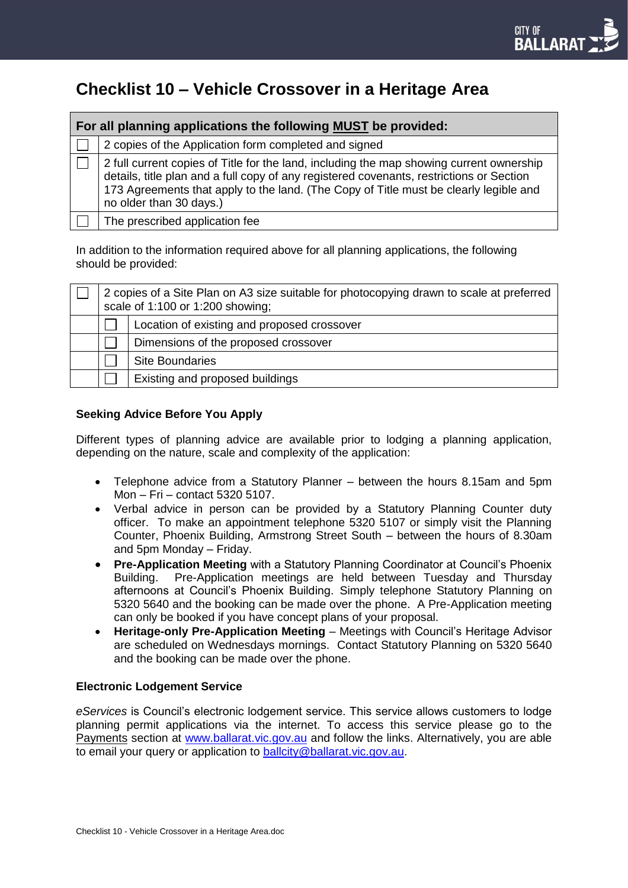# Checklist 10 – Vehicle Crossover in a Heritage Area

| For all planning applications the following MUST be provided: | |
|---|---|
| ☐ | 2 copies of the Application form completed and signed |
| ☐ | 2 full current copies of Title for the land, including the map showing current ownership details, title plan and a full copy of any registered covenants, restrictions or Section 173 Agreements that apply to the land. (The Copy of Title must be clearly legible and no older than 30 days.) |
| ☐ | The prescribed application fee |

In addition to the information required above for all planning applications, the following should be provided:

| | | |
|---|---|---|
| ☐ | 2 copies of a Site Plan on A3 size suitable for photocopying drawn to scale at preferred scale of 1:100 or 1:200 showing; | |
| | ☐ | Location of existing and proposed crossover |
| | ☐ | Dimensions of the proposed crossover |
| | ☐ | Site Boundaries |
| | ☐ | Existing and proposed buildings |

### Seeking Advice Before You Apply

Different types of planning advice are available prior to lodging a planning application, depending on the nature, scale and complexity of the application:

- Telephone advice from a Statutory Planner – between the hours 8.15am and 5pm Mon – Fri – contact 5320 5107.
- Verbal advice in person can be provided by a Statutory Planning Counter duty officer. To make an appointment telephone 5320 5107 or simply visit the Planning Counter, Phoenix Building, Armstrong Street South – between the hours of 8.30am and 5pm Monday – Friday.
- **Pre-Application Meeting** with a Statutory Planning Coordinator at Council's Phoenix Building. Pre-Application meetings are held between Tuesday and Thursday afternoons at Council's Phoenix Building. Simply telephone Statutory Planning on 5320 5640 and the booking can be made over the phone. A Pre-Application meeting can only be booked if you have concept plans of your proposal.
- **Heritage-only Pre-Application Meeting** – Meetings with Council's Heritage Advisor are scheduled on Wednesdays mornings. Contact Statutory Planning on 5320 5640 and the booking can be made over the phone.

### Electronic Lodgement Service

*eServices* is Council's electronic lodgement service. This service allows customers to lodge planning permit applications via the internet. To access this service please go to the Payments section at www.ballarat.vic.gov.au and follow the links. Alternatively, you are able to email your query or application to ballcity@ballarat.vic.gov.au.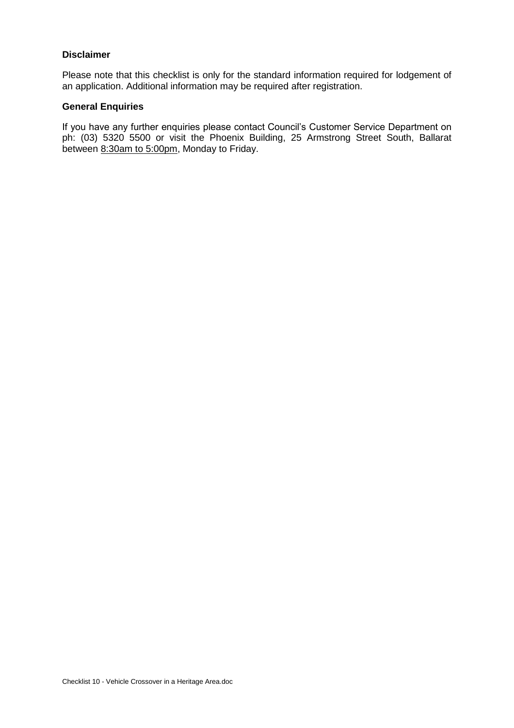**Disclaimer**

Please note that this checklist is only for the standard information required for lodgement of an application. Additional information may be required after registration.

**General Enquiries**

If you have any further enquiries please contact Council's Customer Service Department on ph: (03) 5320 5500 or visit the Phoenix Building, 25 Armstrong Street South, Ballarat between <u>8:30am to 5:00pm</u>, Monday to Friday.